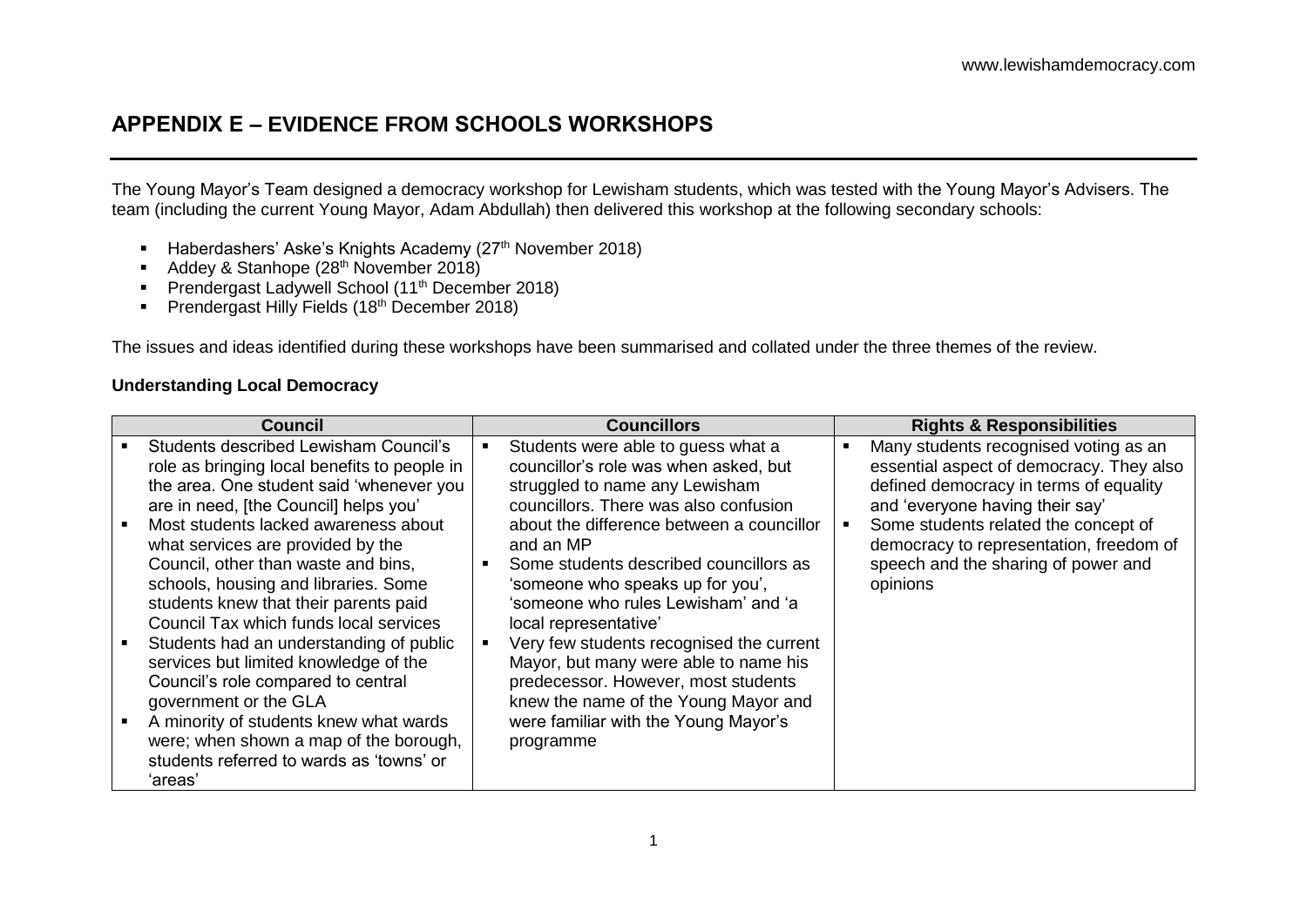## APPENDIX E – EVIDENCE FROM SCHOOLS WORKSHOPS

The Young Mayor's Team designed a democracy workshop for Lewisham students, which was tested with the Young Mayor's Advisers. The team (including the current Young Mayor, Adam Abdullah) then delivered this workshop at the following secondary schools:

- Haberdashers' Aske's Knights Academy (27th November 2018)
- Addey & Stanhope (28th November 2018)
- Prendergast Ladywell School (11th December 2018)
- Prendergast Hilly Fields (18th December 2018)

The issues and ideas identified during these workshops have been summarised and collated under the three themes of the review.

**Understanding Local Democracy**

| Council | Councillors | Rights & Responsibilities |
|---|---|---|
| ▪ Students described Lewisham Council's role as bringing local benefits to people in the area. One student said 'whenever you are in need, [the Council] helps you'<br>▪ Most students lacked awareness about what services are provided by the Council, other than waste and bins, schools, housing and libraries. Some students knew that their parents paid Council Tax which funds local services<br>▪ Students had an understanding of public services but limited knowledge of the Council's role compared to central government or the GLA<br>▪ A minority of students knew what wards were; when shown a map of the borough, students referred to wards as 'towns' or 'areas' | ▪ Students were able to guess what a councillor's role was when asked, but struggled to name any Lewisham councillors. There was also confusion about the difference between a councillor and an MP<br>▪ Some students described councillors as 'someone who speaks up for you', 'someone who rules Lewisham' and 'a local representative'<br>▪ Very few students recognised the current Mayor, but many were able to name his predecessor. However, most students knew the name of the Young Mayor and were familiar with the Young Mayor's programme | ▪ Many students recognised voting as an essential aspect of democracy. They also defined democracy in terms of equality and 'everyone having their say'<br>▪ Some students related the concept of democracy to representation, freedom of speech and the sharing of power and opinions |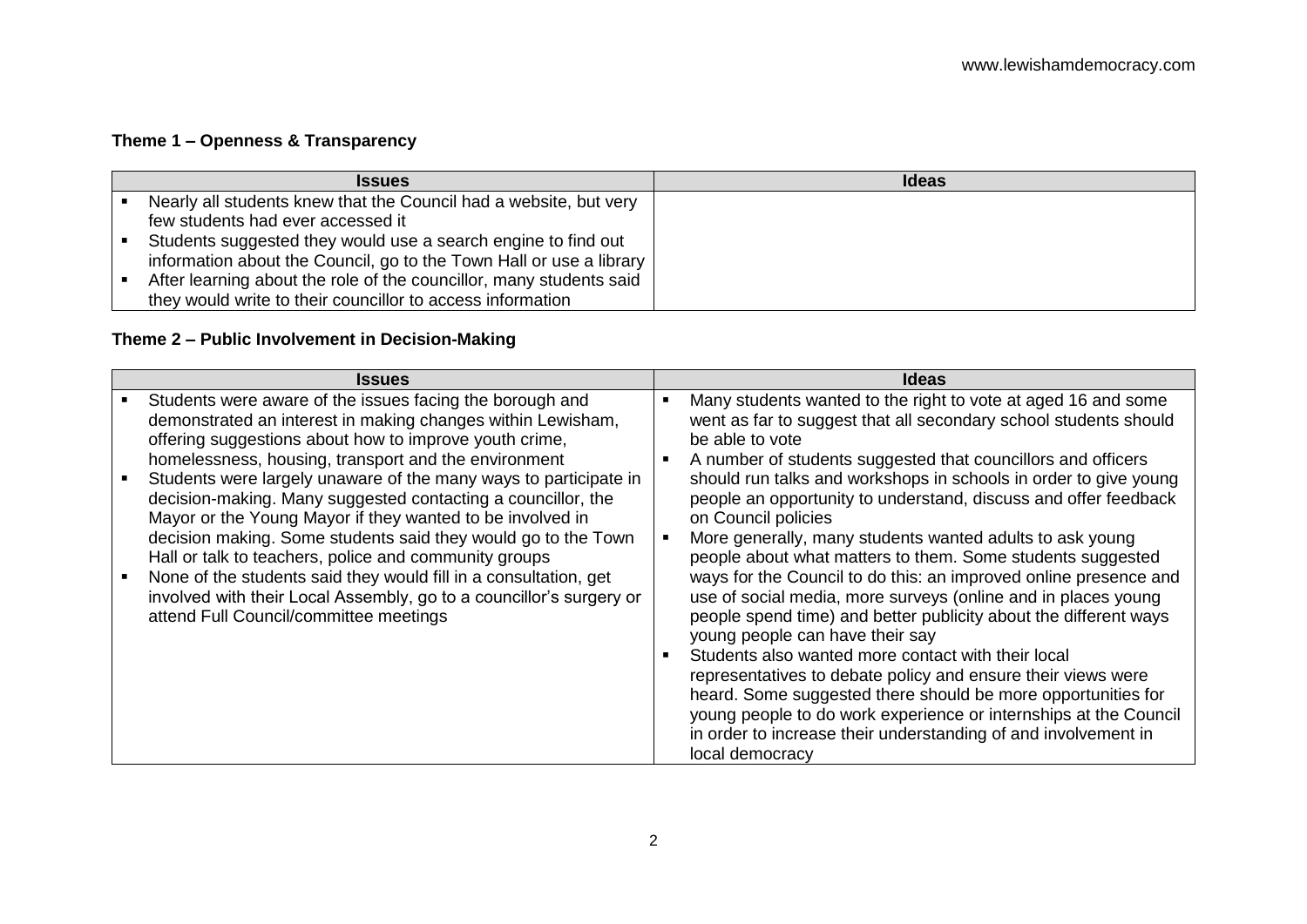**Theme 1 – Openness & Transparency**

| Issues | Ideas |
|---|---|
| ▪ Nearly all students knew that the Council had a website, but very few students had ever accessed it<br>▪ Students suggested they would use a search engine to find out information about the Council, go to the Town Hall or use a library<br>▪ After learning about the role of the councillor, many students said they would write to their councillor to access information | |

**Theme 2 – Public Involvement in Decision-Making**

| Issues | Ideas |
|---|---|
| ▪ Students were aware of the issues facing the borough and demonstrated an interest in making changes within Lewisham, offering suggestions about how to improve youth crime, homelessness, housing, transport and the environment<br>▪ Students were largely unaware of the many ways to participate in decision-making. Many suggested contacting a councillor, the Mayor or the Young Mayor if they wanted to be involved in decision making. Some students said they would go to the Town Hall or talk to teachers, police and community groups<br>▪ None of the students said they would fill in a consultation, get involved with their Local Assembly, go to a councillor's surgery or attend Full Council/committee meetings | ▪ Many students wanted to the right to vote at aged 16 and some went as far to suggest that all secondary school students should be able to vote<br>▪ A number of students suggested that councillors and officers should run talks and workshops in schools in order to give young people an opportunity to understand, discuss and offer feedback on Council policies<br>▪ More generally, many students wanted adults to ask young people about what matters to them. Some students suggested ways for the Council to do this: an improved online presence and use of social media, more surveys (online and in places young people spend time) and better publicity about the different ways young people can have their say<br>▪ Students also wanted more contact with their local representatives to debate policy and ensure their views were heard. Some suggested there should be more opportunities for young people to do work experience or internships at the Council in order to increase their understanding of and involvement in local democracy |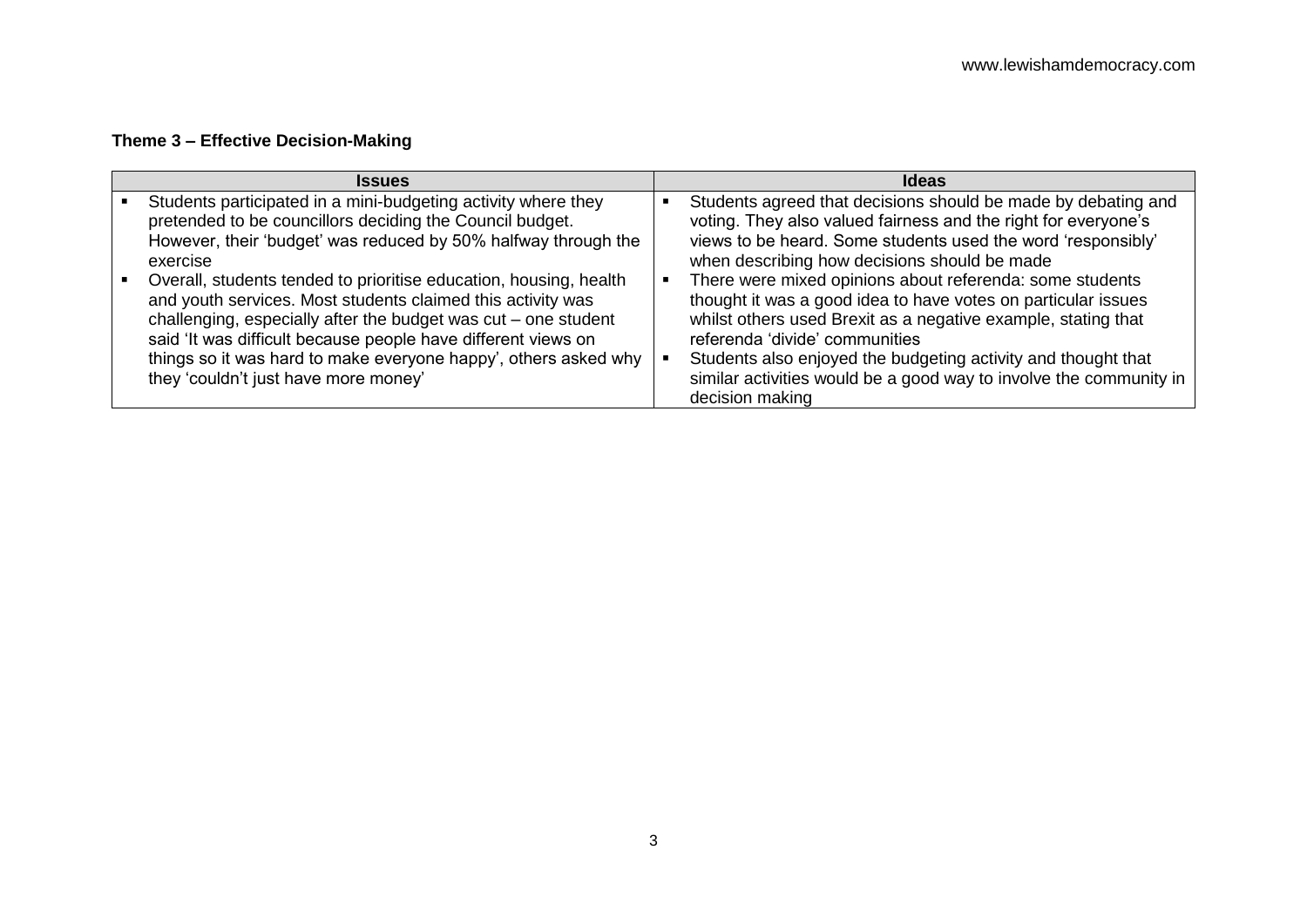**Theme 3 – Effective Decision-Making**

| Issues | Ideas |
|---|---|
| ▪ Students participated in a mini-budgeting activity where they pretended to be councillors deciding the Council budget. However, their 'budget' was reduced by 50% halfway through the exercise<br>▪ Overall, students tended to prioritise education, housing, health and youth services. Most students claimed this activity was challenging, especially after the budget was cut – one student said 'It was difficult because people have different views on things so it was hard to make everyone happy', others asked why they 'couldn't just have more money' | ▪ Students agreed that decisions should be made by debating and voting. They also valued fairness and the right for everyone's views to be heard. Some students used the word 'responsibly' when describing how decisions should be made<br>▪ There were mixed opinions about referenda: some students thought it was a good idea to have votes on particular issues whilst others used Brexit as a negative example, stating that referenda 'divide' communities<br>▪ Students also enjoyed the budgeting activity and thought that similar activities would be a good way to involve the community in decision making |